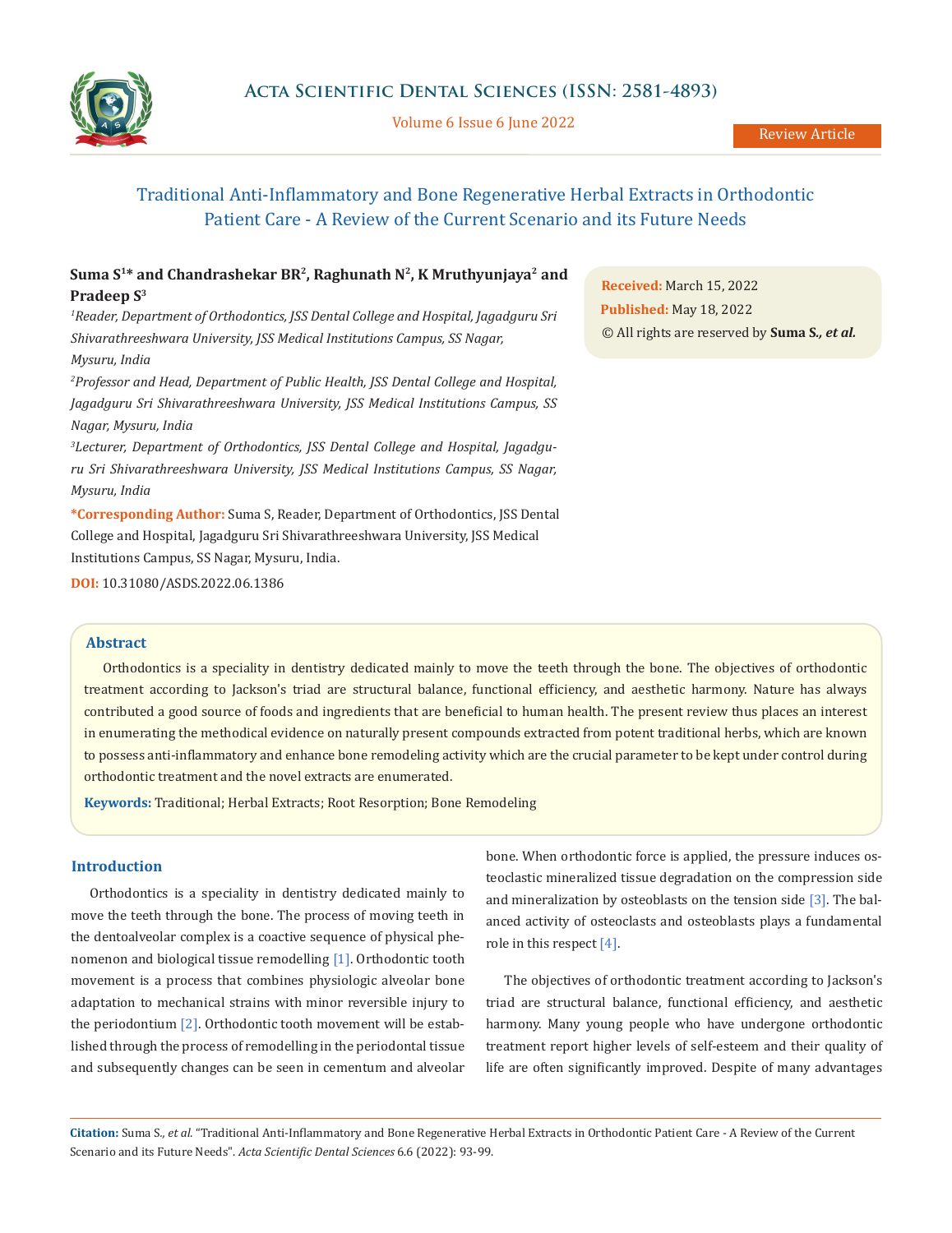Review Article

# Traditional Anti-Inflammatory and Bone Regenerative Herbal Extracts in Orthodontic Patient Care - A Review of the Current Scenario and its Future Needs

**Suma S[1]* and Chandrashekar BR[2], Raghunath N[2], K Mruthyunjaya[2] and Pradeep S[3]**

*[1]Reader, Department of Orthodontics, JSS Dental College and Hospital, Jagadguru Sri Shivarathreeshwara University, JSS Medical Institutions Campus, SS Nagar, Mysuru, India*

*[2]Professor and Head, Department of Public Health, JSS Dental College and Hospital, Jagadguru Sri Shivarathreeshwara University, JSS Medical Institutions Campus, SS Nagar, Mysuru, India*

*[3]Lecturer, Department of Orthodontics, JSS Dental College and Hospital, Jagadguru Sri Shivarathreeshwara University, JSS Medical Institutions Campus, SS Nagar, Mysuru, India*

**\*Corresponding Author:** Suma S, Reader, Department of Orthodontics, JSS Dental College and Hospital, Jagadguru Sri Shivarathreeshwara University, JSS Medical Institutions Campus, SS Nagar, Mysuru, India.

**DOI:** 10.31080/ASDS.2022.06.1386

**Received:** March 15, 2022
**Published:** May 18, 2022
© All rights are reserved by **Suma S., *et al.***

## Abstract

Orthodontics is a speciality in dentistry dedicated mainly to move the teeth through the bone. The objectives of orthodontic treatment according to Jackson's triad are structural balance, functional efficiency, and aesthetic harmony. Nature has always contributed a good source of foods and ingredients that are beneficial to human health. The present review thus places an interest in enumerating the methodical evidence on naturally present compounds extracted from potent traditional herbs, which are known to possess anti-inflammatory and enhance bone remodeling activity which are the crucial parameter to be kept under control during orthodontic treatment and the novel extracts are enumerated.

**Keywords:** Traditional; Herbal Extracts; Root Resorption; Bone Remodeling

## Introduction

Orthodontics is a speciality in dentistry dedicated mainly to move the teeth through the bone. The process of moving teeth in the dentoalveolar complex is a coactive sequence of physical phenomenon and biological tissue remodelling [1]. Orthodontic tooth movement is a process that combines physiologic alveolar bone adaptation to mechanical strains with minor reversible injury to the periodontium [2]. Orthodontic tooth movement will be established through the process of remodelling in the periodontal tissue and subsequently changes can be seen in cementum and alveolar bone. When orthodontic force is applied, the pressure induces osteoclastic mineralized tissue degradation on the compression side and mineralization by osteoblasts on the tension side [3]. The balanced activity of osteoclasts and osteoblasts plays a fundamental role in this respect [4].

The objectives of orthodontic treatment according to Jackson's triad are structural balance, functional efficiency, and aesthetic harmony. Many young people who have undergone orthodontic treatment report higher levels of self-esteem and their quality of life are often significantly improved. Despite of many advantages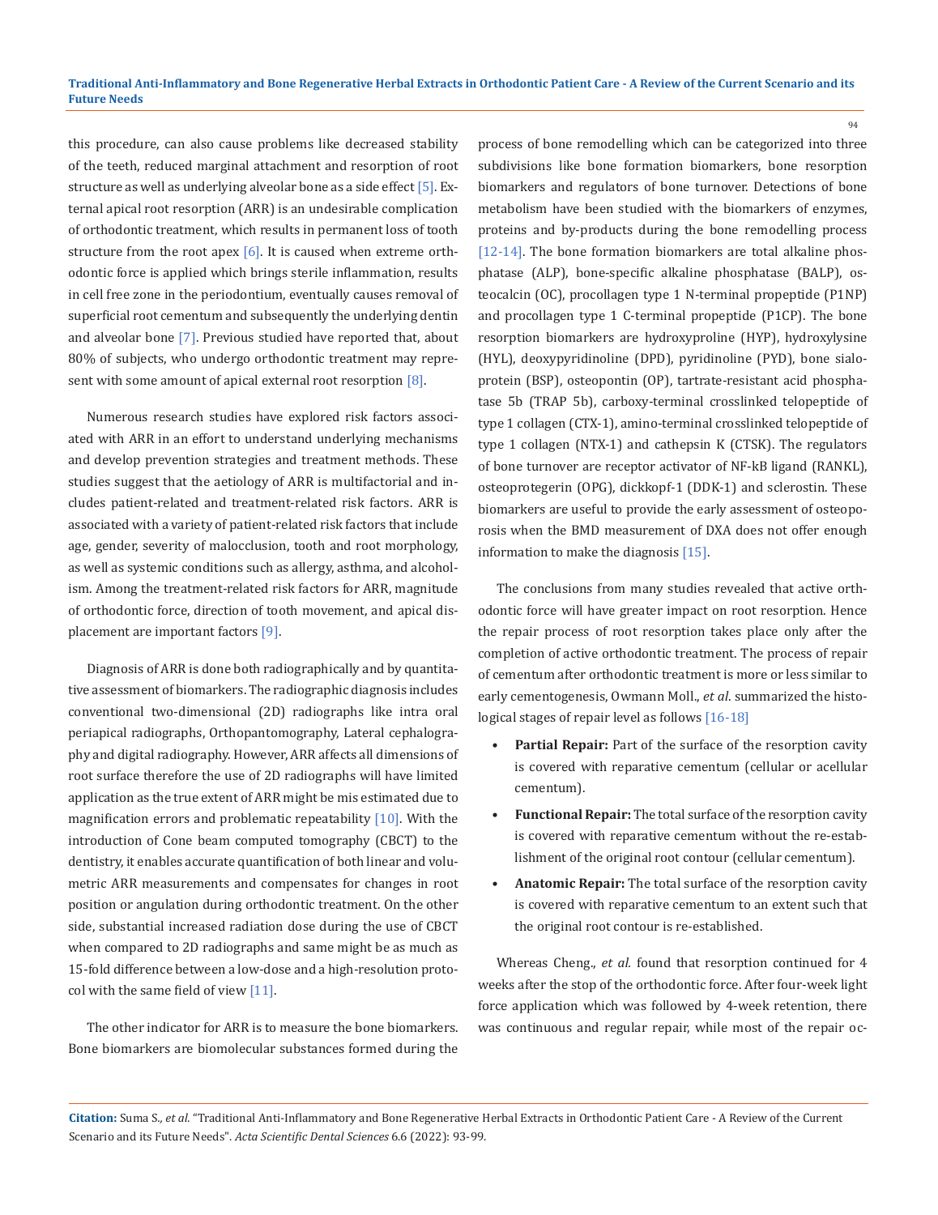this procedure, can also cause problems like decreased stability of the teeth, reduced marginal attachment and resorption of root structure as well as underlying alveolar bone as a side effect [5]. External apical root resorption (ARR) is an undesirable complication of orthodontic treatment, which results in permanent loss of tooth structure from the root apex [6]. It is caused when extreme orthodontic force is applied which brings sterile inflammation, results in cell free zone in the periodontium, eventually causes removal of superficial root cementum and subsequently the underlying dentin and alveolar bone [7]. Previous studied have reported that, about 80% of subjects, who undergo orthodontic treatment may represent with some amount of apical external root resorption [8].

Numerous research studies have explored risk factors associated with ARR in an effort to understand underlying mechanisms and develop prevention strategies and treatment methods. These studies suggest that the aetiology of ARR is multifactorial and includes patient-related and treatment-related risk factors. ARR is associated with a variety of patient-related risk factors that include age, gender, severity of malocclusion, tooth and root morphology, as well as systemic conditions such as allergy, asthma, and alcoholism. Among the treatment-related risk factors for ARR, magnitude of orthodontic force, direction of tooth movement, and apical displacement are important factors [9].

Diagnosis of ARR is done both radiographically and by quantitative assessment of biomarkers. The radiographic diagnosis includes conventional two-dimensional (2D) radiographs like intra oral periapical radiographs, Orthopantomography, Lateral cephalography and digital radiography. However, ARR affects all dimensions of root surface therefore the use of 2D radiographs will have limited application as the true extent of ARR might be mis estimated due to magnification errors and problematic repeatability [10]. With the introduction of Cone beam computed tomography (CBCT) to the dentistry, it enables accurate quantification of both linear and volumetric ARR measurements and compensates for changes in root position or angulation during orthodontic treatment. On the other side, substantial increased radiation dose during the use of CBCT when compared to 2D radiographs and same might be as much as 15-fold difference between a low-dose and a high-resolution protocol with the same field of view [11].

The other indicator for ARR is to measure the bone biomarkers. Bone biomarkers are biomolecular substances formed during the process of bone remodelling which can be categorized into three subdivisions like bone formation biomarkers, bone resorption biomarkers and regulators of bone turnover. Detections of bone metabolism have been studied with the biomarkers of enzymes, proteins and by-products during the bone remodelling process [12-14]. The bone formation biomarkers are total alkaline phosphatase (ALP), bone-specific alkaline phosphatase (BALP), osteocalcin (OC), procollagen type 1 N-terminal propeptide (P1NP) and procollagen type 1 C-terminal propeptide (P1CP). The bone resorption biomarkers are hydroxyproline (HYP), hydroxylysine (HYL), deoxypyridinoline (DPD), pyridinoline (PYD), bone sialoprotein (BSP), osteopontin (OP), tartrate-resistant acid phosphatase 5b (TRAP 5b), carboxy-terminal crosslinked telopeptide of type 1 collagen (CTX-1), amino-terminal crosslinked telopeptide of type 1 collagen (NTX-1) and cathepsin K (CTSK). The regulators of bone turnover are receptor activator of NF-kB ligand (RANKL), osteoprotegerin (OPG), dickkopf-1 (DDK-1) and sclerostin. These biomarkers are useful to provide the early assessment of osteoporosis when the BMD measurement of DXA does not offer enough information to make the diagnosis [15].

The conclusions from many studies revealed that active orthodontic force will have greater impact on root resorption. Hence the repair process of root resorption takes place only after the completion of active orthodontic treatment. The process of repair of cementum after orthodontic treatment is more or less similar to early cementogenesis, Owmann Moll., *et al*. summarized the histological stages of repair level as follows [16-18]

- **Partial Repair:** Part of the surface of the resorption cavity is covered with reparative cementum (cellular or acellular cementum).
- **Functional Repair:** The total surface of the resorption cavity is covered with reparative cementum without the re-establishment of the original root contour (cellular cementum).
- **Anatomic Repair:** The total surface of the resorption cavity is covered with reparative cementum to an extent such that the original root contour is re-established.

Whereas Cheng., *et al.* found that resorption continued for 4 weeks after the stop of the orthodontic force. After four-week light force application which was followed by 4-week retention, there was continuous and regular repair, while most of the repair oc-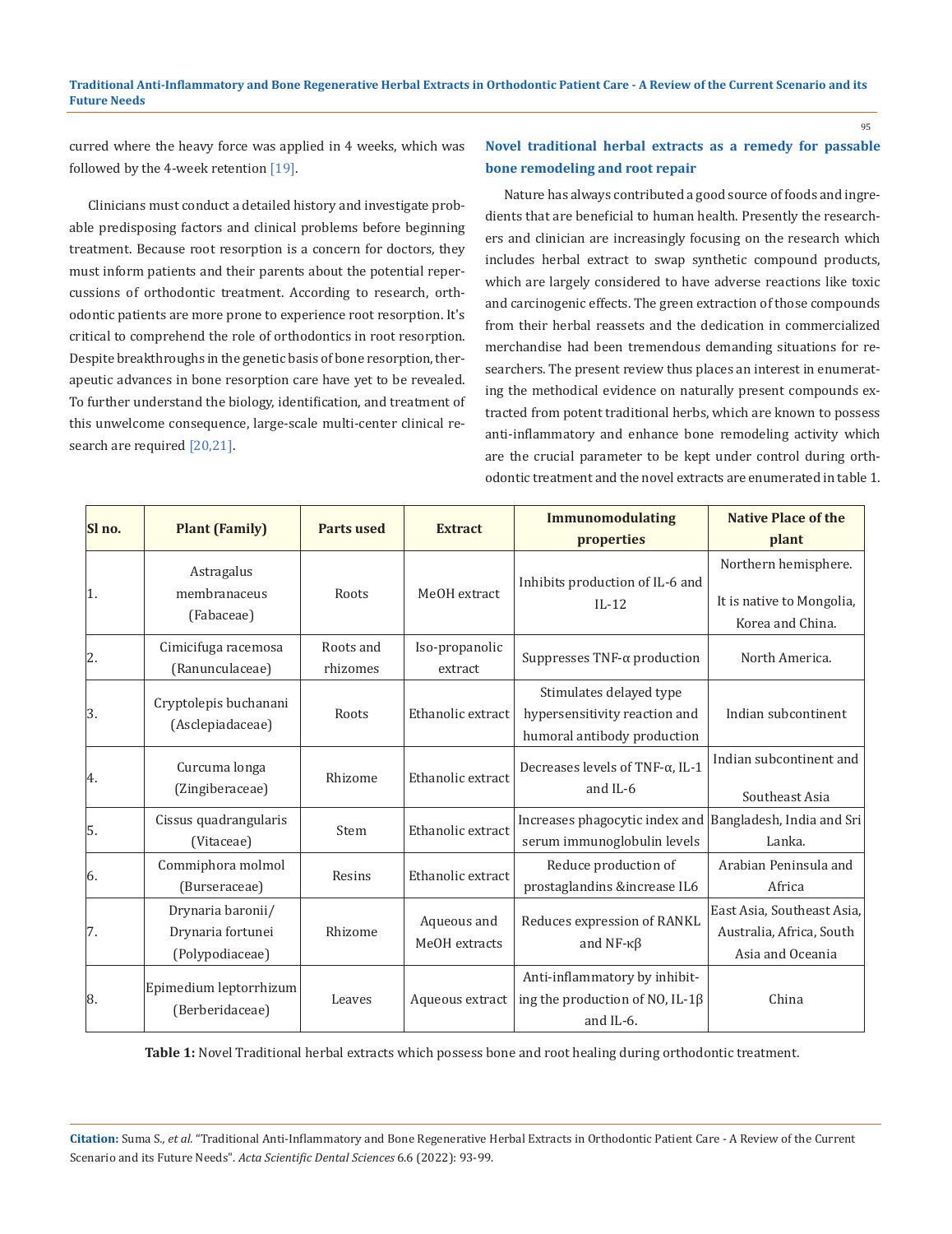curred where the heavy force was applied in 4 weeks, which was followed by the 4-week retention [19].

Clinicians must conduct a detailed history and investigate probable predisposing factors and clinical problems before beginning treatment. Because root resorption is a concern for doctors, they must inform patients and their parents about the potential repercussions of orthodontic treatment. According to research, orthodontic patients are more prone to experience root resorption. It's critical to comprehend the role of orthodontics in root resorption. Despite breakthroughs in the genetic basis of bone resorption, therapeutic advances in bone resorption care have yet to be revealed. To further understand the biology, identification, and treatment of this unwelcome consequence, large-scale multi-center clinical research are required [20,21].

## Novel traditional herbal extracts as a remedy for passable bone remodeling and root repair

Nature has always contributed a good source of foods and ingredients that are beneficial to human health. Presently the researchers and clinician are increasingly focusing on the research which includes herbal extract to swap synthetic compound products, which are largely considered to have adverse reactions like toxic and carcinogenic effects. The green extraction of those compounds from their herbal reassets and the dedication in commercialized merchandise had been tremendous demanding situations for researchers. The present review thus places an interest in enumerating the methodical evidence on naturally present compounds extracted from potent traditional herbs, which are known to possess anti-inflammatory and enhance bone remodeling activity which are the crucial parameter to be kept under control during orthodontic treatment and the novel extracts are enumerated in table 1.

| Sl no. | Plant (Family) | Parts used | Extract | Immunomodulating properties | Native Place of the plant |
|---|---|---|---|---|---|
| 1. | Astragalus membranaceus (Fabaceae) | Roots | MeOH extract | Inhibits production of IL-6 and IL-12 | Northern hemisphere. It is native to Mongolia, Korea and China. |
| 2. | Cimicifuga racemosa (Ranunculaceae) | Roots and rhizomes | Iso-propanolic extract | Suppresses TNF-α production | North America. |
| 3. | Cryptolepis buchanani (Asclepiadaceae) | Roots | Ethanolic extract | Stimulates delayed type hypersensitivity reaction and humoral antibody production | Indian subcontinent |
| 4. | Curcuma longa (Zingiberaceae) | Rhizome | Ethanolic extract | Decreases levels of TNF-α, IL-1 and IL-6 | Indian subcontinent and Southeast Asia |
| 5. | Cissus quadrangularis (Vitaceae) | Stem | Ethanolic extract | Increases phagocytic index and serum immunoglobulin levels | Bangladesh, India and Sri Lanka. |
| 6. | Commiphora molmol (Burseraceae) | Resins | Ethanolic extract | Reduce production of prostaglandins &increase IL6 | Arabian Peninsula and Africa |
| 7. | Drynaria baronii/ Drynaria fortunei (Polypodiaceae) | Rhizome | Aqueous and MeOH extracts | Reduces expression of RANKL and NF-κβ | East Asia, Southeast Asia, Australia, Africa, South Asia and Oceania |
| 8. | Epimedium leptorrhizum (Berberidaceae) | Leaves | Aqueous extract | Anti-inflammatory by inhibiting the production of NO, IL-1β and IL-6. | China |

**Table 1:** Novel Traditional herbal extracts which possess bone and root healing during orthodontic treatment.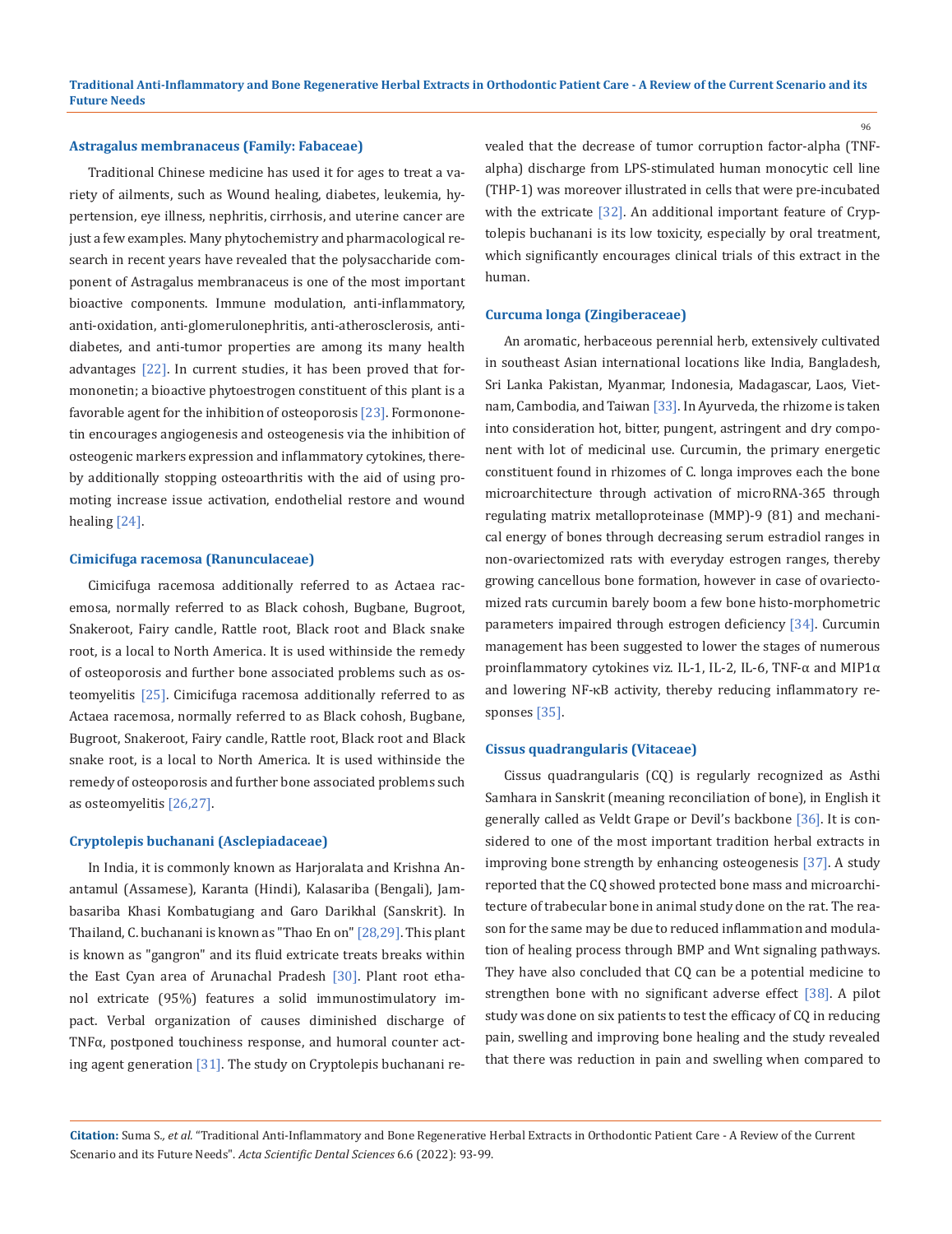### Astragalus membranaceus (Family: Fabaceae)

Traditional Chinese medicine has used it for ages to treat a variety of ailments, such as Wound healing, diabetes, leukemia, hypertension, eye illness, nephritis, cirrhosis, and uterine cancer are just a few examples. Many phytochemistry and pharmacological research in recent years have revealed that the polysaccharide component of Astragalus membraneacus is one of the most important bioactive components. Immune modulation, anti-inflammatory, anti-oxidation, anti-glomerulonephritis, anti-atherosclerosis, anti-diabetes, and anti-tumor properties are among its many health advantages [22]. In current studies, it has been proved that formononetin; a bioactive phytoestrogen constituent of this plant is a favorable agent for the inhibition of osteoporosis [23]. Formononetin encourages angiogenesis and osteogenesis via the inhibition of osteogenic markers expression and inflammatory cytokines, thereby additionally stopping osteoarthritis with the aid of using promoting increase issue activation, endothelial restore and wound healing [24].

### Cimicifuga racemosa (Ranunculaceae)

Cimicifuga racemosa additionally referred to as Actaea racemosa, normally referred to as Black cohosh, Bugbane, Bugroot, Snakeroot, Fairy candle, Rattle root, Black root and Black snake root, is a local to North America. It is used withinside the remedy of osteoporosis and further bone associated problems such as osteomyelitis [25]. Cimicifuga racemosa additionally referred to as Actaea racemosa, normally referred to as Black cohosh, Bugbane, Bugroot, Snakeroot, Fairy candle, Rattle root, Black root and Black snake root, is a local to North America. It is used withinside the remedy of osteoporosis and further bone associated problems such as osteomyelitis [26,27].

### Cryptolepis buchanani (Asclepiadaceae)

In India, it is commonly known as Harjoralata and Krishna Anantamul (Assamese), Karanta (Hindi), Kalasariba (Bengali), Jambasariba Khasi Kombatugiang and Garo Darikhal (Sanskrit). In Thailand, C. buchanani is known as "Thao En on" [28,29]. This plant is known as "gangron" and its fluid extricate treats breaks within the East Cyan area of Arunachal Pradesh [30]. Plant root ethanol extricate (95%) features a solid immunostimulatory impact. Verbal organization of causes diminished discharge of TNFα, postponed touchiness response, and humoral counter acting agent generation [31]. The study on Cryptolepis buchanani revealed that the decrease of tumor corruption factor-alpha (TNF-alpha) discharge from LPS-stimulated human monocytic cell line (THP-1) was moreover illustrated in cells that were pre-incubated with the extricate [32]. An additional important feature of Cryptolepis buchanani is its low toxicity, especially by oral treatment, which significantly encourages clinical trials of this extract in the human.

### Curcuma longa (Zingiberaceae)

An aromatic, herbaceous perennial herb, extensively cultivated in southeast Asian international locations like India, Bangladesh, Sri Lanka Pakistan, Myanmar, Indonesia, Madagascar, Laos, Vietnam, Cambodia, and Taiwan [33]. In Ayurveda, the rhizome is taken into consideration hot, bitter, pungent, astringent and dry component with lot of medicinal use. Curcumin, the primary energetic constituent found in rhizomes of C. longa improves each the bone microarchitecture through activation of microRNA-365 through regulating matrix metalloproteinase (MMP)-9 (81) and mechanical energy of bones through decreasing serum estradiol ranges in non-ovariectomized rats with everyday estrogen ranges, thereby growing cancellous bone formation, however in case of ovariectomized rats curcumin barely boom a few bone histo-morphometric parameters impaired through estrogen deficiency [34]. Curcumin management has been suggested to lower the stages of numerous proinflammatory cytokines viz. IL-1, IL-2, IL-6, TNF-α and MIP1α and lowering NF-κB activity, thereby reducing inflammatory responses [35].

### Cissus quadrangularis (Vitaceae)

Cissus quadrangularis (CQ) is regularly recognized as Asthi Samhara in Sanskrit (meaning reconciliation of bone), in English it generally called as Veldt Grape or Devil's backbone [36]. It is considered to one of the most important tradition herbal extracts in improving bone strength by enhancing osteogenesis [37]. A study reported that the CQ showed protected bone mass and microarchitecture of trabecular bone in animal study done on the rat. The reason for the same may be due to reduced inflammation and modulation of healing process through BMP and Wnt signaling pathways. They have also concluded that CQ can be a potential medicine to strengthen bone with no significant adverse effect [38]. A pilot study was done on six patients to test the efficacy of CQ in reducing pain, swelling and improving bone healing and the study revealed that there was reduction in pain and swelling when compared to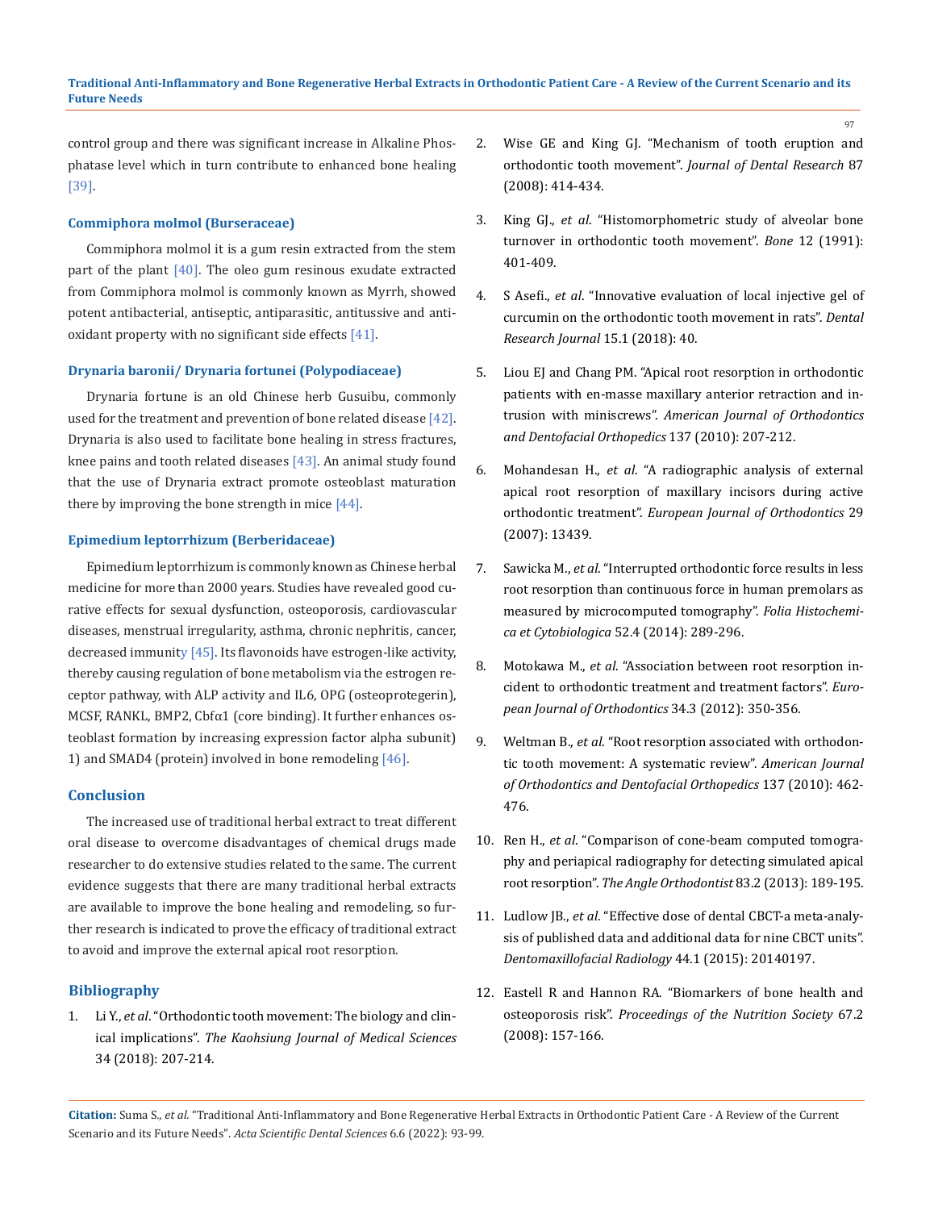control group and there was significant increase in Alkaline Phosphatase level which in turn contribute to enhanced bone healing [39].

### Commiphora molmol (Burseraceae)

Commiphora molmol it is a gum resin extracted from the stem part of the plant [40]. The oleo gum resinous exudate extracted from Commiphora molmol is commonly known as Myrrh, showed potent antibacterial, antiseptic, antiparasitic, antitussive and antioxidant property with no significant side effects [41].

### Drynaria baronii/ Drynaria fortunei (Polypodiaceae)

Drynaria fortune is an old Chinese herb Gusuibu, commonly used for the treatment and prevention of bone related disease [42]. Drynaria is also used to facilitate bone healing in stress fractures, knee pains and tooth related diseases [43]. An animal study found that the use of Drynaria extract promote osteoblast maturation there by improving the bone strength in mice [44].

### Epimedium leptorrhizum (Berberidaceae)

Epimedium leptorrhizum is commonly known as Chinese herbal medicine for more than 2000 years. Studies have revealed good curative effects for sexual dysfunction, osteoporosis, cardiovascular diseases, menstrual irregularity, asthma, chronic nephritis, cancer, decreased immunity [45]. Its flavonoids have estrogen-like activity, thereby causing regulation of bone metabolism via the estrogen receptor pathway, with ALP activity and IL6, OPG (osteoprotegerin), MCSF, RANKL, BMP2, Cbfα1 (core binding). It further enhances osteoblast formation by increasing expression factor alpha subunit) 1) and SMAD4 (protein) involved in bone remodeling [46].

## Conclusion

The increased use of traditional herbal extract to treat different oral disease to overcome disadvantages of chemical drugs made researcher to do extensive studies related to the same. The current evidence suggests that there are many traditional herbal extracts are available to improve the bone healing and remodeling, so further research is indicated to prove the efficacy of traditional extract to avoid and improve the external apical root resorption.

## Bibliography

1. Li Y., *et al*. "Orthodontic tooth movement: The biology and clinical implications". *The Kaohsiung Journal of Medical Sciences* 34 (2018): 207-214.
2. Wise GE and King GJ. "Mechanism of tooth eruption and orthodontic tooth movement". *Journal of Dental Research* 87 (2008): 414-434.
3. King GJ., *et al*. "Histomorphometric study of alveolar bone turnover in orthodontic tooth movement". *Bone* 12 (1991): 401-409.
4. S Asefi., *et al*. "Innovative evaluation of local injective gel of curcumin on the orthodontic tooth movement in rats". *Dental Research Journal* 15.1 (2018): 40.
5. Liou EJ and Chang PM. "Apical root resorption in orthodontic patients with en-masse maxillary anterior retraction and intrusion with miniscrews". *American Journal of Orthodontics and Dentofacial Orthopedics* 137 (2010): 207-212.
6. Mohandesan H., *et al*. "A radiographic analysis of external apical root resorption of maxillary incisors during active orthodontic treatment". *European Journal of Orthodontics* 29 (2007): 13439.
7. Sawicka M., *et al*. "Interrupted orthodontic force results in less root resorption than continuous force in human premolars as measured by microcomputed tomography". *Folia Histochemica et Cytobiologica* 52.4 (2014): 289-296.
8. Motokawa M., *et al*. "Association between root resorption incident to orthodontic treatment and treatment factors". *European Journal of Orthodontics* 34.3 (2012): 350-356.
9. Weltman B., *et al*. "Root resorption associated with orthodontic tooth movement: A systematic review". *American Journal of Orthodontics and Dentofacial Orthopedics* 137 (2010): 462-476.
10. Ren H., *et al*. "Comparison of cone-beam computed tomography and periapical radiography for detecting simulated apical root resorption". *The Angle Orthodontist* 83.2 (2013): 189-195.
11. Ludlow JB., *et al*. "Effective dose of dental CBCT-a meta-analysis of published data and additional data for nine CBCT units". *Dentomaxillofacial Radiology* 44.1 (2015): 20140197.
12. Eastell R and Hannon RA. "Biomarkers of bone health and osteoporosis risk". *Proceedings of the Nutrition Society* 67.2 (2008): 157-166.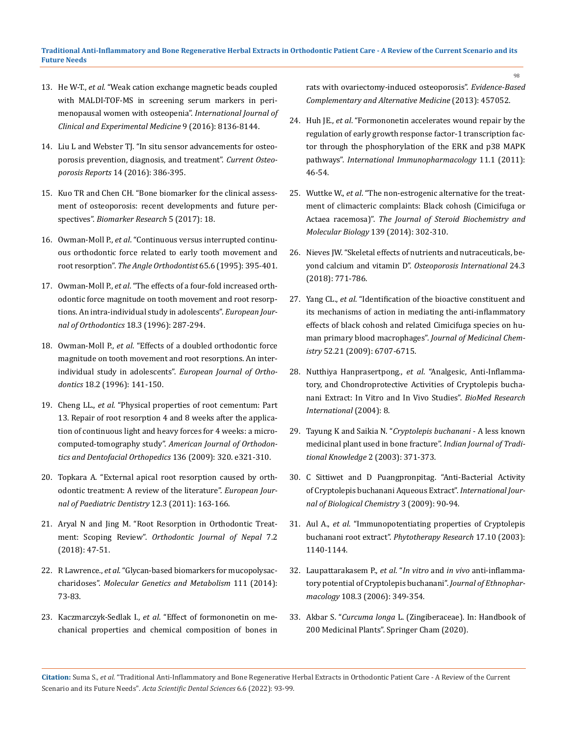13. He W-T., *et al*. "Weak cation exchange magnetic beads coupled with MALDI-TOF-MS in screening serum markers in perimenopausal women with osteopenia". *International Journal of Clinical and Experimental Medicine* 9 (2016): 8136-8144.
14. Liu L and Webster TJ. "In situ sensor advancements for osteoporosis prevention, diagnosis, and treatment". *Current Osteoporosis Reports* 14 (2016): 386-395.
15. Kuo TR and Chen CH. "Bone biomarker for the clinical assessment of osteoporosis: recent developments and future perspectives". *Biomarker Research* 5 (2017): 18.
16. Owman-Moll P., *et al*. "Continuous versus interrupted continuous orthodontic force related to early tooth movement and root resorption". *The Angle Orthodontist* 65.6 (1995): 395-401.
17. Owman-Moll P., *et al*. "The effects of a four-fold increased orthodontic force magnitude on tooth movement and root resorptions. An intra-individual study in adolescents". *European Journal of Orthodontics* 18.3 (1996): 287-294.
18. Owman-Moll P., *et al*. "Effects of a doubled orthodontic force magnitude on tooth movement and root resorptions. An inter-individual study in adolescents". *European Journal of Orthodontics* 18.2 (1996): 141-150.
19. Cheng LL., *et al*. "Physical properties of root cementum: Part 13. Repair of root resorption 4 and 8 weeks after the application of continuous light and heavy forces for 4 weeks: a micro-computed-tomography study". *American Journal of Orthodontics and Dentofacial Orthopedics* 136 (2009): 320. e321-310.
20. Topkara A. "External apical root resorption caused by orthodontic treatment: A review of the literature". *European Journal of Paediatric Dentistry* 12.3 (2011): 163-166.
21. Aryal N and Jing M. "Root Resorption in Orthodontic Treatment: Scoping Review". *Orthodontic Journal of Nepal* 7.2 (2018): 47-51.
22. R Lawrence., *et al*. "Glycan-based biomarkers for mucopolysaccharidoses". *Molecular Genetics and Metabolism* 111 (2014): 73-83.
23. Kaczmarczyk-Sedlak I., *et al*. "Effect of formononetin on mechanical properties and chemical composition of bones in rats with ovariectomy-induced osteoporosis". *Evidence-Based Complementary and Alternative Medicine* (2013): 457052.
24. Huh JE., *et al*. "Formononetin accelerates wound repair by the regulation of early growth response factor-1 transcription factor through the phosphorylation of the ERK and p38 MAPK pathways". *International Immunopharmacology* 11.1 (2011): 46-54.
25. Wuttke W., *et al*. "The non-estrogenic alternative for the treatment of climacteric complaints: Black cohosh (Cimicifuga or Actaea racemosa)". *The Journal of Steroid Biochemistry and Molecular Biology* 139 (2014): 302-310.
26. Nieves JW. "Skeletal effects of nutrients and nutraceuticals, beyond calcium and vitamin D". *Osteoporosis International* 24.3 (2018): 771-786.
27. Yang CL., *et al*. "Identification of the bioactive constituent and its mechanisms of action in mediating the anti-inflammatory effects of black cohosh and related Cimicifuga species on human primary blood macrophages". *Journal of Medicinal Chemistry* 52.21 (2009): 6707-6715.
28. Nutthiya Hanprasertpong., *et al*. "Analgesic, Anti-Inflammatory, and Chondroprotective Activities of Cryptolepis buchanani Extract: In Vitro and In Vivo Studies". *BioMed Research International* (2004): 8.
29. Tayung K and Saikia N. "*Cryptolepis buchanani* - A less known medicinal plant used in bone fracture". *Indian Journal of Traditional Knowledge* 2 (2003): 371-373.
30. C Sittiwet and D Puangpronpitag. "Anti-Bacterial Activity of Cryptolepis buchanani Aqueous Extract". *International Journal of Biological Chemistry* 3 (2009): 90-94.
31. Aul A., *et al*. "Immunopotentiating properties of Cryptolepis buchanani root extract". *Phytotherapy Research* 17.10 (2003): 1140-1144.
32. Laupattarakasem P., *et al*. "*In vitro* and *in vivo* anti-inflammatory potential of Cryptolepis buchanani". *Journal of Ethnopharmacology* 108.3 (2006): 349-354.
33. Akbar S. "*Curcuma longa* L. (Zingiberaceae). In: Handbook of 200 Medicinal Plants". Springer Cham (2020).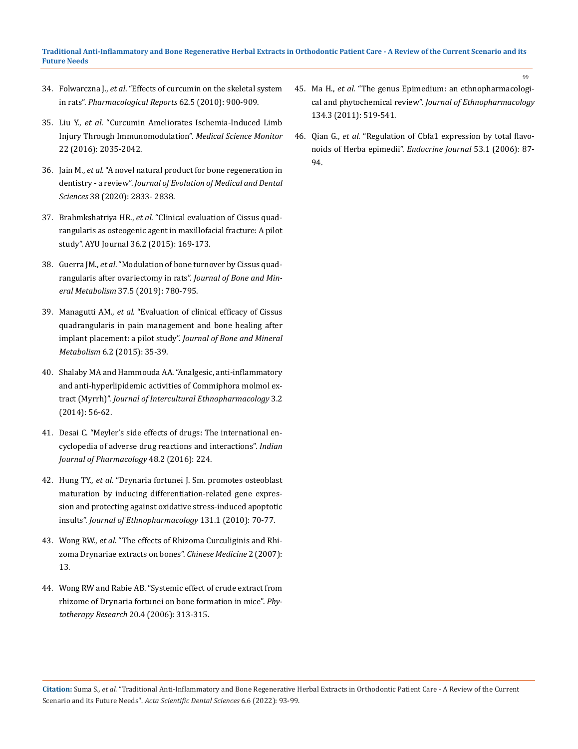34. Folwarczna J., *et al*. "Effects of curcumin on the skeletal system in rats". *Pharmacological Reports* 62.5 (2010): 900-909.

35. Liu Y., *et al*. "Curcumin Ameliorates Ischemia-Induced Limb Injury Through Immunomodulation". *Medical Science Monitor* 22 (2016): 2035-2042.

36. Jain M., *et al*. "A novel natural product for bone regeneration in dentistry - a review". *Journal of Evolution of Medical and Dental Sciences* 38 (2020): 2833- 2838.

37. Brahmkshatriya HR., *et al*. "Clinical evaluation of Cissus quadrangularis as osteogenic agent in maxillofacial fracture: A pilot study". AYU Journal 36.2 (2015): 169-173.

38. Guerra JM., *et al*. "Modulation of bone turnover by Cissus quadrangularis after ovariectomy in rats". *Journal of Bone and Mineral Metabolism* 37.5 (2019): 780-795.

39. Managutti AM., *et al*. "Evaluation of clinical efficacy of Cissus quadrangularis in pain management and bone healing after implant placement: a pilot study". *Journal of Bone and Mineral Metabolism* 6.2 (2015): 35-39.

40. Shalaby MA and Hammouda AA. "Analgesic, anti-inflammatory and anti-hyperlipidemic activities of Commiphora molmol extract (Myrrh)". *Journal of Intercultural Ethnopharmacology* 3.2 (2014): 56-62.

41. Desai C. "Meyler's side effects of drugs: The international encyclopedia of adverse drug reactions and interactions". *Indian Journal of Pharmacology* 48.2 (2016): 224.

42. Hung TY., *et al*. "Drynaria fortunei J. Sm. promotes osteoblast maturation by inducing differentiation-related gene expression and protecting against oxidative stress-induced apoptotic insults". *Journal of Ethnopharmacology* 131.1 (2010): 70-77.

43. Wong RW., *et al*. "The effects of Rhizoma Curculiginis and Rhizoma Drynariae extracts on bones". *Chinese Medicine* 2 (2007): 13.

44. Wong RW and Rabie AB. "Systemic effect of crude extract from rhizome of Drynaria fortunei on bone formation in mice". *Phytotherapy Research* 20.4 (2006): 313-315.

45. Ma H., *et al*. "The genus Epimedium: an ethnopharmacological and phytochemical review". *Journal of Ethnopharmacology* 134.3 (2011): 519-541.

46. Qian G., *et al*. "Regulation of Cbfa1 expression by total flavonoids of Herba epimedii". *Endocrine Journal* 53.1 (2006): 87-94.